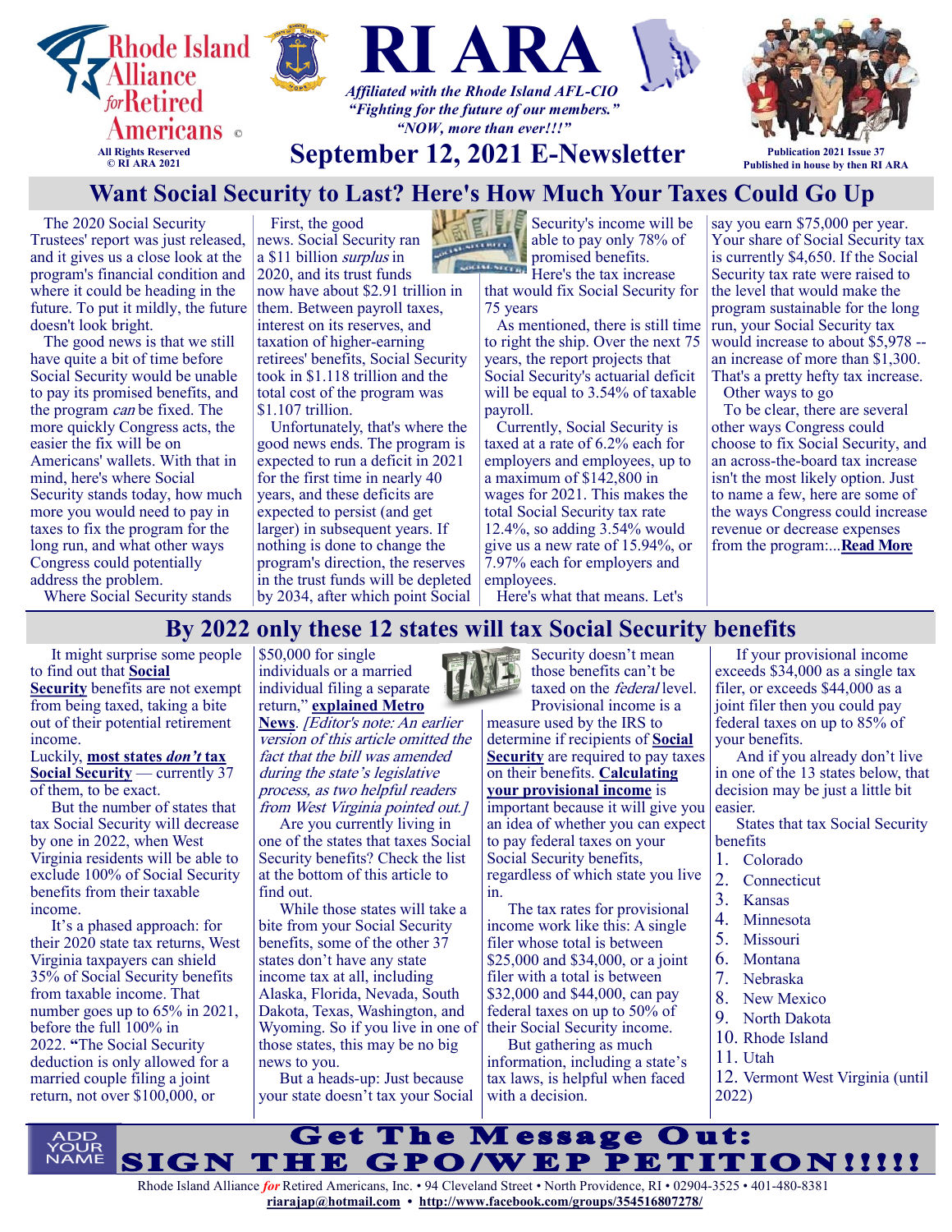# RI ARA

Rhode Island Alliance *for* Retired Americans ©

All Rights Reserved
© RI ARA 2021

*Affiliated with the Rhode Island AFL-CIO*
*"Fighting for the future of our members."*
*"NOW, more than ever!!!"*

## September 12, 2021 E-Newsletter

Publication 2021 Issue 37
Published in house by then RI ARA

## Want Social Security to Last? Here's How Much Your Taxes Could Go Up

The 2020 Social Security Trustees' report was just released, and it gives us a close look at the program's financial condition and where it could be heading in the future. To put it mildly, the future doesn't look bright.

The good news is that we still have quite a bit of time before Social Security would be unable to pay its promised benefits, and the program *can* be fixed. The more quickly Congress acts, the easier the fix will be on Americans' wallets. With that in mind, here's where Social Security stands today, how much more you would need to pay in taxes to fix the program for the long run, and what other ways Congress could potentially address the problem.

Where Social Security stands

First, the good news. Social Security ran a $11 billion *surplus* in 2020, and its trust funds now have about $2.91 trillion in them. Between payroll taxes, interest on its reserves, and taxation of higher-earning retirees' benefits, Social Security took in $1.118 trillion and the total cost of the program was $1.107 trillion.

Unfortunately, that's where the good news ends. The program is expected to run a deficit in 2021 for the first time in nearly 40 years, and these deficits are expected to persist (and get larger) in subsequent years. If nothing is done to change the program's direction, the reserves in the trust funds will be depleted by 2034, after which point Social Security's income will be able to pay only 78% of promised benefits.

Here's the tax increase that would fix Social Security for 75 years

As mentioned, there is still time to right the ship. Over the next 75 years, the report projects that Social Security's actuarial deficit will be equal to 3.54% of taxable payroll.

Currently, Social Security is taxed at a rate of 6.2% each for employers and employees, up to a maximum of $142,800 in wages for 2021. This makes the total Social Security tax rate 12.4%, so adding 3.54% would give us a new rate of 15.94%, or 7.97% each for employers and employees.

Here's what that means. Let's say you earn $75,000 per year. Your share of Social Security tax is currently $4,650. If the Social Security tax rate were raised to the level that would make the program sustainable for the long run, your Social Security tax would increase to about $5,978 -- an increase of more than $1,300. That's a pretty hefty tax increase.

Other ways to go

To be clear, there are several other ways Congress could choose to fix Social Security, and an across-the-board tax increase isn't the most likely option. Just to name a few, here are some of the ways Congress could increase revenue or decrease expenses from the program:...**Read More**

## By 2022 only these 12 states will tax Social Security benefits

It might surprise some people to find out that **Social Security** benefits are not exempt from being taxed, taking a bite out of their potential retirement income.

Luckily, **most states *don't* tax Social Security** — currently 37 of them, to be exact.

But the number of states that tax Social Security will decrease by one in 2022, when West Virginia residents will be able to exclude 100% of Social Security benefits from their taxable income.

It's a phased approach: for their 2020 state tax returns, West Virginia taxpayers can shield 35% of Social Security benefits from taxable income. That number goes up to 65% in 2021, before the full 100% in 2022. **"**The Social Security deduction is only allowed for a married couple filing a joint return, not over $100,000, or $50,000 for single individuals or a married individual filing a separate return," **explained Metro News**. *[Editor's note: An earlier version of this article omitted the fact that the bill was amended during the state's legislative process, as two helpful readers from West Virginia pointed out.]*

Are you currently living in one of the states that taxes Social Security benefits? Check the list at the bottom of this article to find out.

While those states will take a bite from your Social Security benefits, some of the other 37 states don't have any state income tax at all, including Alaska, Florida, Nevada, South Dakota, Texas, Washington, and Wyoming. So if you live in one of those states, this may be no big news to you.

But a heads-up: Just because your state doesn't tax your Social Security doesn't mean those benefits can't be taxed on the *federal* level.

Provisional income is a measure used by the IRS to determine if recipients of **Social Security** are required to pay taxes on their benefits. **Calculating your provisional income** is important because it will give you an idea of whether you can expect to pay federal taxes on your Social Security benefits, regardless of which state you live in.

The tax rates for provisional income work like this: A single filer whose total is between $25,000 and $34,000, or a joint filer with a total is between $32,000 and $44,000, can pay federal taxes on up to 50% of their Social Security income.

But gathering as much information, including a state's tax laws, is helpful when faced with a decision.

If your provisional income exceeds $34,000 as a single tax filer, or exceeds $44,000 as a joint filer then you could pay federal taxes on up to 85% of your benefits.

And if you already don't live in one of the 13 states below, that decision may be just a little bit easier.

States that tax Social Security benefits

1. Colorado
2. Connecticut
3. Kansas
4. Minnesota
5. Missouri
6. Montana
7. Nebraska
8. New Mexico
9. North Dakota
10. Rhode Island
11. Utah
12. Vermont West Virginia (until 2022)

ADD YOUR NAME

**Get The Message Out:**
**SIGN THE GPO/WEP PETITION!!!!!**

Rhode Island Alliance *for* Retired Americans, Inc. • 94 Cleveland Street • North Providence, RI • 02904-3525 • 401-480-8381
**riarajap@hotmail.com • http://www.facebook.com/groups/354516807278/**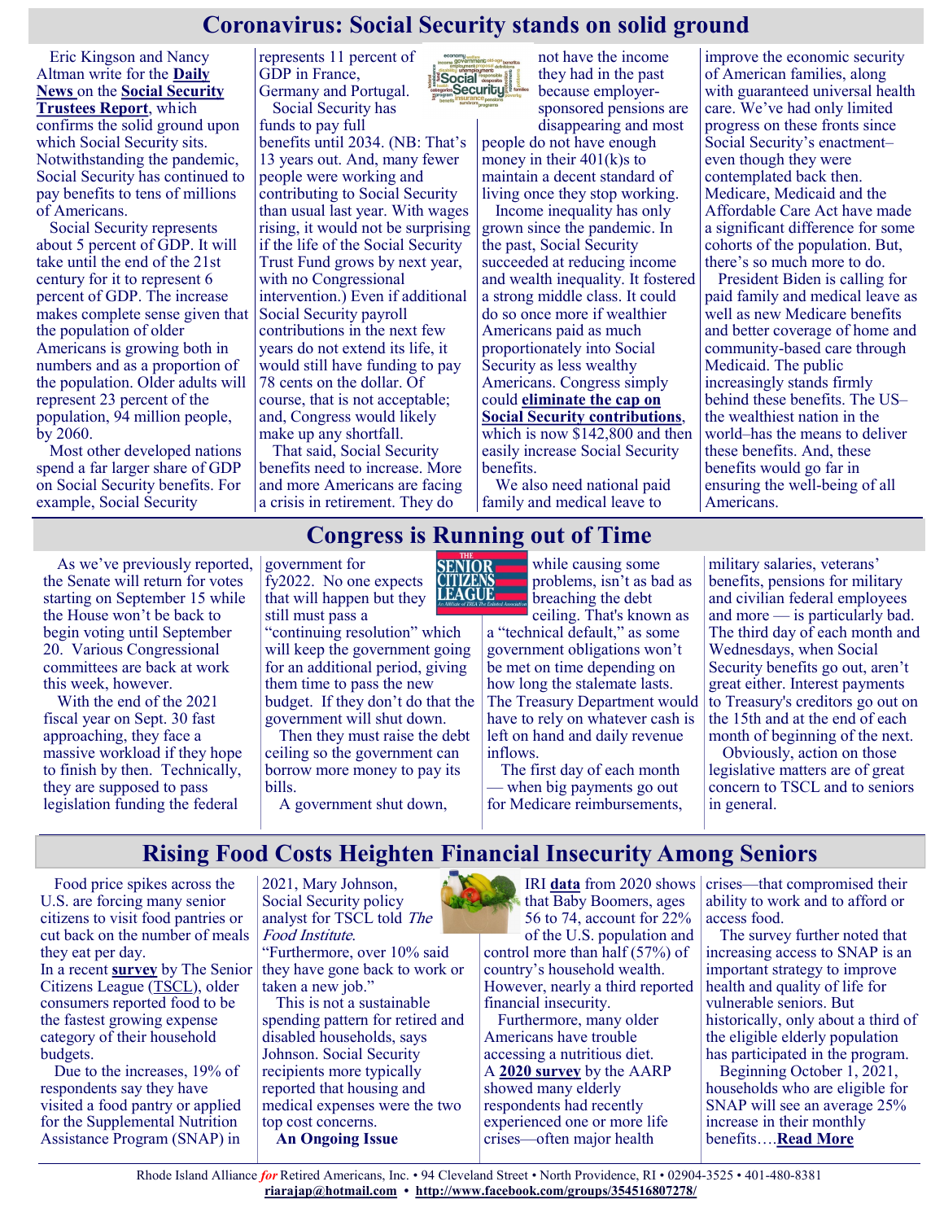## Coronavirus: Social Security stands on solid ground

Eric Kingson and Nancy Altman write for the **Daily News** on the **Social Security Trustees Report**, which confirms the solid ground upon which Social Security sits. Notwithstanding the pandemic, Social Security has continued to pay benefits to tens of millions of Americans.

Social Security represents about 5 percent of GDP. It will take until the end of the 21st century for it to represent 6 percent of GDP. The increase makes complete sense given that the population of older Americans is growing both in numbers and as a proportion of the population. Older adults will represent 23 percent of the population, 94 million people, by 2060.

Most other developed nations spend a far larger share of GDP on Social Security benefits. For example, Social Security represents 11 percent of GDP in France, Germany and Portugal.

Social Security has funds to pay full benefits until 2034. (NB: That's 13 years out. And, many fewer people were working and contributing to Social Security than usual last year. With wages rising, it would not be surprising if the life of the Social Security Trust Fund grows by next year, with no Congressional intervention.) Even if additional Social Security payroll contributions in the next few years do not extend its life, it would still have funding to pay 78 cents on the dollar. Of course, that is not acceptable; and, Congress would likely make up any shortfall.

That said, Social Security benefits need to increase. More and more Americans are facing a crisis in retirement. They do not have the income they had in the past because employer-sponsored pensions are disappearing and most people do not have enough money in their 401(k)s to maintain a decent standard of living once they stop working.

Income inequality has only grown since the pandemic. In the past, Social Security succeeded at reducing income and wealth inequality. It fostered a strong middle class. It could do so once more if wealthier Americans paid as much proportionately into Social Security as less wealthy Americans. Congress simply could **eliminate the cap on Social Security contributions**, which is now $142,800 and then easily increase Social Security benefits.

We also need national paid family and medical leave to improve the economic security of American families, along with guaranteed universal health care. We've had only limited progress on these fronts since Social Security's enactment–even though they were contemplated back then. Medicare, Medicaid and the Affordable Care Act have made a significant difference for some cohorts of the population. But, there's so much more to do.

President Biden is calling for paid family and medical leave as well as new Medicare benefits and better coverage of home and community-based care through Medicaid. The public increasingly stands firmly behind these benefits. The US–the wealthiest nation in the world–has the means to deliver these benefits. And, these benefits would go far in ensuring the well-being of all Americans.

## Congress is Running out of Time

As we've previously reported, the Senate will return for votes starting on September 15 while the House won't be back to begin voting until September 20. Various Congressional committees are back at work this week, however.

With the end of the 2021 fiscal year on Sept. 30 fast approaching, they face a massive workload if they hope to finish by then. Technically, they are supposed to pass legislation funding the federal government for fy2022. No one expects that will happen but they still must pass a "continuing resolution" which will keep the government going for an additional period, giving them time to pass the new budget. If they don't do that the government will shut down.

Then they must raise the debt ceiling so the government can borrow more money to pay its bills.

A government shut down, while causing some problems, isn't as bad as breaching the debt ceiling. That's known as a "technical default," as some government obligations won't be met on time depending on how long the stalemate lasts. The Treasury Department would have to rely on whatever cash is left on hand and daily revenue inflows.

The first day of each month — when big payments go out for Medicare reimbursements, military salaries, veterans' benefits, pensions for military and civilian federal employees and more — is particularly bad. The third day of each month and Wednesdays, when Social Security benefits go out, aren't great either. Interest payments to Treasury's creditors go out on the 15th and at the end of each month of beginning of the next.

Obviously, action on those legislative matters are of great concern to TSCL and to seniors in general.

## Rising Food Costs Heighten Financial Insecurity Among Seniors

Food price spikes across the U.S. are forcing many senior citizens to visit food pantries or cut back on the number of meals they eat per day.

In a recent **survey** by The Senior Citizens League (TSCL), older consumers reported food to be the fastest growing expense category of their household budgets.

Due to the increases, 19% of respondents say they have visited a food pantry or applied for the Supplemental Nutrition Assistance Program (SNAP) in 2021, Mary Johnson, Social Security policy analyst for TSCL told *The Food Institute*.

"Furthermore, over 10% said they have gone back to work or taken a new job."

This is not a sustainable spending pattern for retired and disabled households, says Johnson. Social Security recipients more typically reported that housing and medical expenses were the two top cost concerns.

**An Ongoing Issue**

IRI **data** from 2020 shows that Baby Boomers, ages 56 to 74, account for 22% of the U.S. population and control more than half (57%) of country's household wealth. However, nearly a third reported financial insecurity.

Furthermore, many older Americans have trouble accessing a nutritious diet. A **2020 survey** by the AARP showed many elderly respondents had recently experienced one or more life crises—often major health crises—that compromised their ability to work and to afford or access food.

The survey further noted that increasing access to SNAP is an important strategy to improve health and quality of life for vulnerable seniors. But historically, only about a third of the eligible elderly population has participated in the program.

Beginning October 1, 2021, households who are eligible for SNAP will see an average 25% increase in their monthly benefits….**Read More**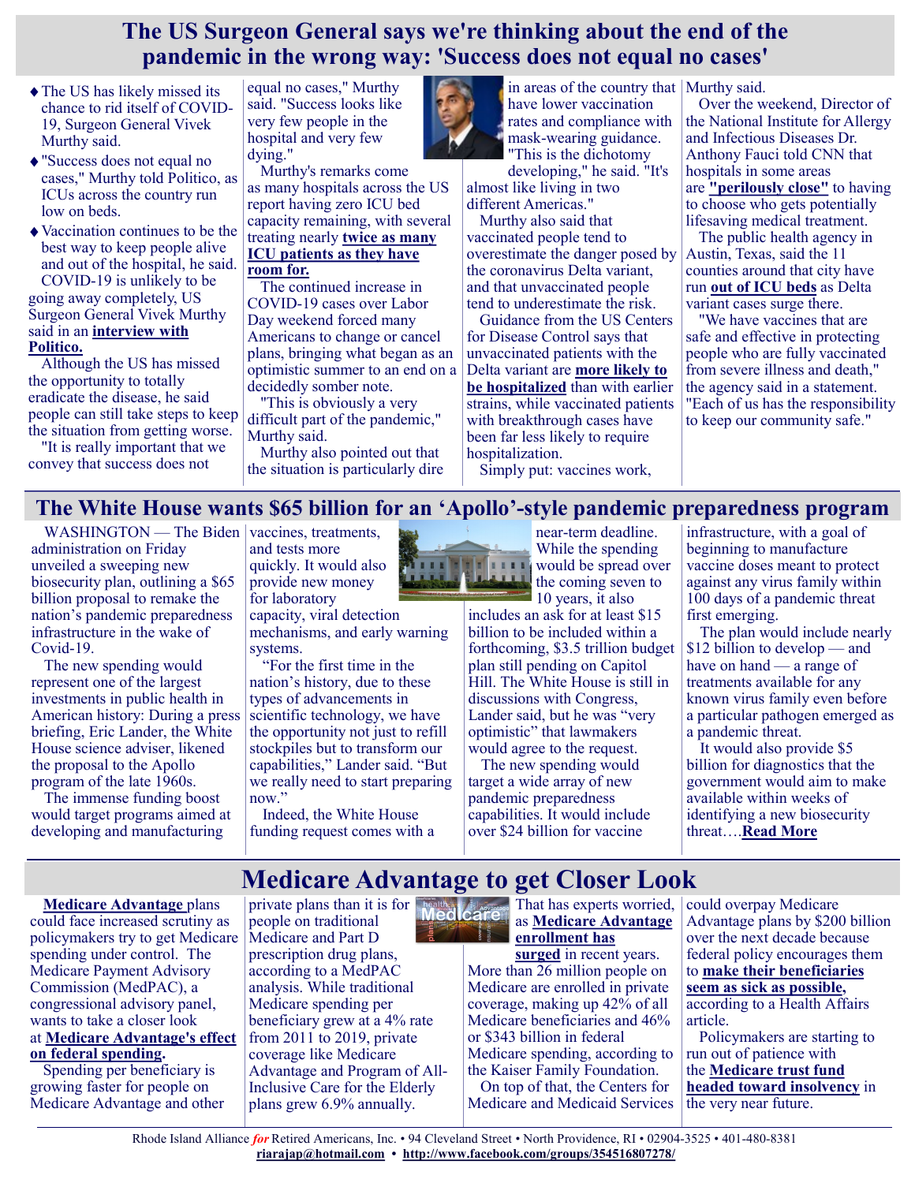# The US Surgeon General says we're thinking about the end of the pandemic in the wrong way: 'Success does not equal no cases'

- The US has likely missed its chance to rid itself of COVID-19, Surgeon General Vivek Murthy said.
- "Success does not equal no cases," Murthy told Politico, as ICUs across the country run low on beds.
- Vaccination continues to be the best way to keep people alive and out of the hospital, he said.

COVID-19 is unlikely to be going away completely, US Surgeon General Vivek Murthy said in an **interview with Politico.**

Although the US has missed the opportunity to totally eradicate the disease, he said people can still take steps to keep the situation from getting worse.

"It is really important that we convey that success does not equal no cases," Murthy said. "Success looks like very few people in the hospital and very few dying."

Murthy's remarks come as many hospitals across the US report having zero ICU bed capacity remaining, with several treating nearly **twice as many ICU patients as they have room for.**

The continued increase in COVID-19 cases over Labor Day weekend forced many Americans to change or cancel plans, bringing what began as an optimistic summer to an end on a decidedly somber note.

"This is obviously a very difficult part of the pandemic," Murthy said.

Murthy also pointed out that the situation is particularly dire in areas of the country that have lower vaccination rates and compliance with mask-wearing guidance. "This is the dichotomy developing," he said. "It's almost like living in two different Americas."

Murthy also said that vaccinated people tend to overestimate the danger posed by the coronavirus Delta variant, and that unvaccinated people tend to underestimate the risk.

Guidance from the US Centers for Disease Control says that unvaccinated patients with the Delta variant are **more likely to be hospitalized** than with earlier strains, while vaccinated patients with breakthrough cases have been far less likely to require hospitalization.

Simply put: vaccines work, Murthy said.

Over the weekend, Director of the National Institute for Allergy and Infectious Diseases Dr. Anthony Fauci told CNN that hospitals in some areas are **"perilously close"** to having to choose who gets potentially lifesaving medical treatment.

The public health agency in Austin, Texas, said the 11 counties around that city have run **out of ICU beds** as Delta variant cases surge there.

"We have vaccines that are safe and effective in protecting people who are fully vaccinated from severe illness and death," the agency said in a statement. "Each of us has the responsibility to keep our community safe."

# The White House wants $65 billion for an 'Apollo'-style pandemic preparedness program

WASHINGTON — The Biden administration on Friday unveiled a sweeping new biosecurity plan, outlining a $65 billion proposal to remake the nation's pandemic preparedness infrastructure in the wake of Covid-19.

The new spending would represent one of the largest investments in public health in American history: During a press briefing, Eric Lander, the White House science adviser, likened the proposal to the Apollo program of the late 1960s.

The immense funding boost would target programs aimed at developing and manufacturing vaccines, treatments, and tests more quickly. It would also provide new money for laboratory capacity, viral detection mechanisms, and early warning systems.

"For the first time in the nation's history, due to these types of advancements in scientific technology, we have the opportunity not just to refill stockpiles but to transform our capabilities," Lander said. "But we really need to start preparing now."

Indeed, the White House funding request comes with a near-term deadline. While the spending would be spread over the coming seven to 10 years, it also includes an ask for at least $15 billion to be included within a forthcoming, $3.5 trillion budget plan still pending on Capitol Hill. The White House is still in discussions with Congress, Lander said, but he was "very optimistic" that lawmakers would agree to the request.

The new spending would target a wide array of new pandemic preparedness capabilities. It would include over $24 billion for vaccine infrastructure, with a goal of beginning to manufacture vaccine doses meant to protect against any virus family within 100 days of a pandemic threat first emerging.

The plan would include nearly $12 billion to develop — and have on hand — a range of treatments available for any known virus family even before a particular pathogen emerged as a pandemic threat.

It would also provide $5 billion for diagnostics that the government would aim to make available within weeks of identifying a new biosecurity threat….**Read More**

# Medicare Advantage to get Closer Look

**Medicare Advantage** plans could face increased scrutiny as policymakers try to get Medicare spending under control. The Medicare Payment Advisory Commission (MedPAC), a congressional advisory panel, wants to take a closer look at **Medicare Advantage's effect on federal spending.**

Spending per beneficiary is growing faster for people on Medicare Advantage and other private plans than it is for people on traditional Medicare and Part D prescription drug plans, according to a MedPAC analysis. While traditional Medicare spending per beneficiary grew at a 4% rate from 2011 to 2019, private coverage like Medicare Advantage and Program of All-Inclusive Care for the Elderly plans grew 6.9% annually.

That has experts worried, as **Medicare Advantage enrollment has surged** in recent years. More than 26 million people on Medicare are enrolled in private coverage, making up 42% of all Medicare beneficiaries and 46% or $343 billion in federal Medicare spending, according to the Kaiser Family Foundation.

On top of that, the Centers for Medicare and Medicaid Services could overpay Medicare Advantage plans by $200 billion over the next decade because federal policy encourages them to **make their beneficiaries seem as sick as possible,** according to a Health Affairs article.

Policymakers are starting to run out of patience with the **Medicare trust fund headed toward insolvency** in the very near future.

Rhode Island Alliance *for* Retired Americans, Inc. • 94 Cleveland Street • North Providence, RI • 02904-3525 • 401-480-8381
**riarajap@hotmail.com** • **http://www.facebook.com/groups/354516807278/**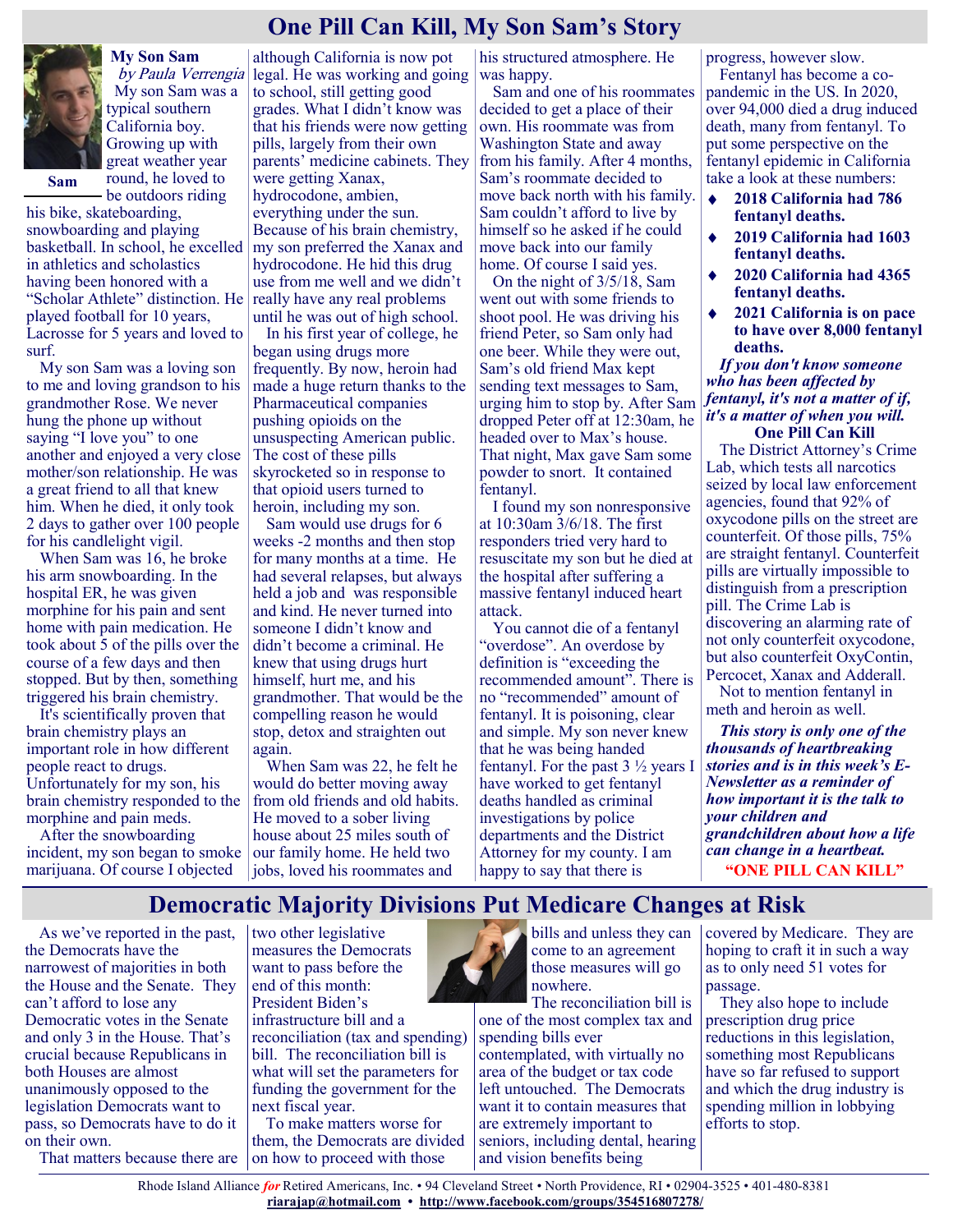# One Pill Can Kill, My Son Sam's Story

Sam

**My Son Sam**
*by Paula Verrengia*

My son Sam was a typical southern California boy. Growing up with great weather year round, he loved to be outdoors riding his bike, skateboarding, snowboarding and playing basketball. In school, he excelled in athletics and scholastics having been honored with a "Scholar Athlete" distinction. He played football for 10 years, Lacrosse for 5 years and loved to surf.

My son Sam was a loving son to me and loving grandson to his grandmother Rose. We never hung the phone up without saying "I love you" to one another and enjoyed a very close mother/son relationship. He was a great friend to all that knew him. When he died, it only took 2 days to gather over 100 people for his candlelight vigil.

When Sam was 16, he broke his arm snowboarding. In the hospital ER, he was given morphine for his pain and sent home with pain medication. He took about 5 of the pills over the course of a few days and then stopped. But by then, something triggered his brain chemistry.

It's scientifically proven that brain chemistry plays an important role in how different people react to drugs. Unfortunately for my son, his brain chemistry responded to the morphine and pain meds.

After the snowboarding incident, my son began to smoke marijuana. Of course I objected although California is now pot legal. He was working and going to school, still getting good grades. What I didn't know was that his friends were now getting pills, largely from their own parents' medicine cabinets. They were getting Xanax, hydrocodone, ambien, everything under the sun. Because of his brain chemistry, my son preferred the Xanax and hydrocodone. He hid this drug use from me well and we didn't really have any real problems until he was out of high school.

In his first year of college, he began using drugs more frequently. By now, heroin had made a huge return thanks to the Pharmaceutical companies pushing opioids on the unsuspecting American public. The cost of these pills skyrocketed so in response to that opioid users turned to heroin, including my son.

Sam would use drugs for 6 weeks -2 months and then stop for many months at a time. He had several relapses, but always held a job and was responsible and kind. He never turned into someone I didn't know and didn't become a criminal. He knew that using drugs hurt himself, hurt me, and his grandmother. That would be the compelling reason he would stop, detox and straighten out again.

When Sam was 22, he felt he would do better moving away from old friends and old habits. He moved to a sober living house about 25 miles south of our family home. He held two jobs, loved his roommates and his structured atmosphere. He was happy.

Sam and one of his roommates decided to get a place of their own. His roommate was from Washington State and away from his family. After 4 months, Sam's roommate decided to move back north with his family. Sam couldn't afford to live by himself so he asked if he could move back into our family home. Of course I said yes.

On the night of 3/5/18, Sam went out with some friends to shoot pool. He was driving his friend Peter, so Sam only had one beer. While they were out, Sam's old friend Max kept sending text messages to Sam, urging him to stop by. After Sam dropped Peter off at 12:30am, he headed over to Max's house. That night, Max gave Sam some powder to snort. It contained fentanyl.

I found my son nonresponsive at 10:30am 3/6/18. The first responders tried very hard to resuscitate my son but he died at the hospital after suffering a massive fentanyl induced heart attack.

You cannot die of a fentanyl "overdose". An overdose by definition is "exceeding the recommended amount". There is no "recommended" amount of fentanyl. It is poisoning, clear and simple. My son never knew that he was being handed fentanyl. For the past 3 ½ years I have worked to get fentanyl deaths handled as criminal investigations by police departments and the District Attorney for my county. I am happy to say that there is progress, however slow.

Fentanyl has become a co-pandemic in the US. In 2020, over 94,000 died a drug induced death, many from fentanyl. To put some perspective on the fentanyl epidemic in California take a look at these numbers:

- **2018 California had 786 fentanyl deaths.**
- **2019 California had 1603 fentanyl deaths.**
- **2020 California had 4365 fentanyl deaths.**
- **2021 California is on pace to have over 8,000 fentanyl deaths.**

***If you don't know someone who has been affected by fentanyl, it's not a matter of if, it's a matter of when you will.***

**One Pill Can Kill**

The District Attorney's Crime Lab, which tests all narcotics seized by local law enforcement agencies, found that 92% of oxycodone pills on the street are counterfeit. Of those pills, 75% are straight fentanyl. Counterfeit pills are virtually impossible to distinguish from a prescription pill. The Crime Lab is discovering an alarming rate of not only counterfeit oxycodone, but also counterfeit OxyContin, Percocet, Xanax and Adderall.

Not to mention fentanyl in meth and heroin as well.

***This story is only one of the thousands of heartbreaking stories and is in this week's E-Newsletter as a reminder of how important it is the talk to your children and grandchildren about how a life can change in a heartbeat.***

**"ONE PILL CAN KILL"**

# Democratic Majority Divisions Put Medicare Changes at Risk

As we've reported in the past, the Democrats have the narrowest of majorities in both the House and the Senate. They can't afford to lose any Democratic votes in the Senate and only 3 in the House. That's crucial because Republicans in both Houses are almost unanimously opposed to the legislation Democrats want to pass, so Democrats have to do it on their own.

That matters because there are two other legislative measures the Democrats want to pass before the end of this month: President Biden's infrastructure bill and a reconciliation (tax and spending) bill. The reconciliation bill is what will set the parameters for funding the government for the next fiscal year.

To make matters worse for them, the Democrats are divided on how to proceed with those bills and unless they can come to an agreement those measures will go nowhere.

The reconciliation bill is one of the most complex tax and spending bills ever contemplated, with virtually no area of the budget or tax code left untouched. The Democrats want it to contain measures that are extremely important to seniors, including dental, hearing and vision benefits being covered by Medicare. They are hoping to craft it in such a way as to only need 51 votes for passage.

They also hope to include prescription drug price reductions in this legislation, something most Republicans have so far refused to support and which the drug industry is spending million in lobbying efforts to stop.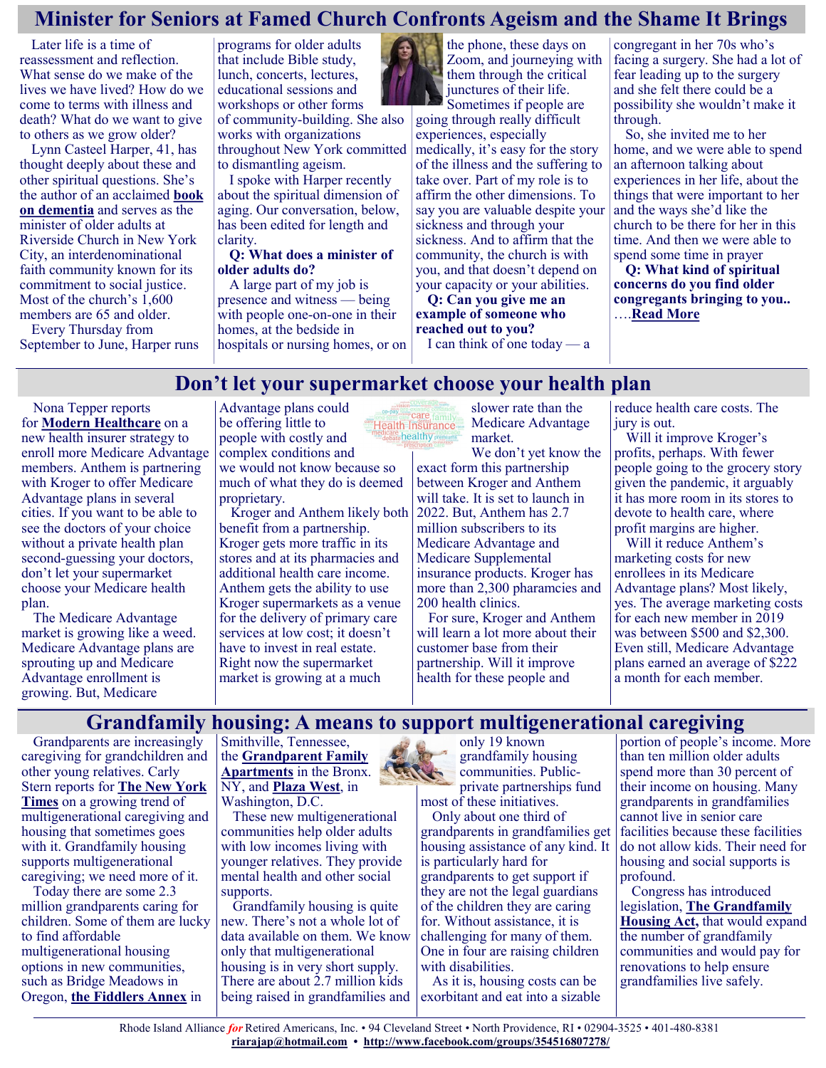# Minister for Seniors at Famed Church Confronts Ageism and the Shame It Brings

Later life is a time of reassessment and reflection. What sense do we make of the lives we have lived? How do we come to terms with illness and death? What do we want to give to others as we grow older?

Lynn Casteel Harper, 41, has thought deeply about these and other spiritual questions. She's the author of an acclaimed **book on dementia** and serves as the minister of older adults at Riverside Church in New York City, an interdenominational faith community known for its commitment to social justice. Most of the church's 1,600 members are 65 and older.

Every Thursday from September to June, Harper runs programs for older adults that include Bible study, lunch, concerts, lectures, educational sessions and workshops or other forms of community-building. She also works with organizations throughout New York committed to dismantling ageism.

I spoke with Harper recently about the spiritual dimension of aging. Our conversation, below, has been edited for length and clarity.

**Q: What does a minister of older adults do?**

A large part of my job is presence and witness — being with people one-on-one in their homes, at the bedside in hospitals or nursing homes, or on the phone, these days on Zoom, and journeying with them through the critical junctures of their life.

Sometimes if people are going through really difficult experiences, especially medically, it's easy for the story of the illness and the suffering to take over. Part of my role is to affirm the other dimensions. To say you are valuable despite your sickness and through your sickness. And to affirm that the community, the church is with you, and that doesn't depend on your capacity or your abilities.

**Q: Can you give me an example of someone who reached out to you?**

I can think of one today — a congregant in her 70s who's facing a surgery. She had a lot of fear leading up to the surgery and she felt there could be a possibility she wouldn't make it through.

So, she invited me to her home, and we were able to spend an afternoon talking about experiences in her life, about the things that were important to her and the ways she'd like the church to be there for her in this time. And then we were able to spend some time in prayer

**Q: What kind of spiritual concerns do you find older congregants bringing to you..**

….**Read More**

# Don't let your supermarket choose your health plan

Nona Tepper reports for **Modern Healthcare** on a new health insurer strategy to enroll more Medicare Advantage members. Anthem is partnering with Kroger to offer Medicare Advantage plans in several cities. If you want to be able to see the doctors of your choice without a private health plan second-guessing your doctors, don't let your supermarket choose your Medicare health plan.

The Medicare Advantage market is growing like a weed. Medicare Advantage plans are sprouting up and Medicare Advantage enrollment is growing. But, Medicare Advantage plans could be offering little to people with costly and complex conditions and we would not know because so much of what they do is deemed proprietary.

Kroger and Anthem likely both benefit from a partnership. Kroger gets more traffic in its stores and at its pharmacies and additional health care income. Anthem gets the ability to use Kroger supermarkets as a venue for the delivery of primary care services at low cost; it doesn't have to invest in real estate. Right now the supermarket market is growing at a much slower rate than the Medicare Advantage market.

We don't yet know the exact form this partnership between Kroger and Anthem will take. It is set to launch in 2022. But, Anthem has 2.7 million subscribers to its Medicare Advantage and Medicare Supplemental insurance products. Kroger has more than 2,300 pharamcies and 200 health clinics.

For sure, Kroger and Anthem will learn a lot more about their customer base from their partnership. Will it improve health for these people and reduce health care costs. The jury is out.

Will it improve Kroger's profits, perhaps. With fewer people going to the grocery story given the pandemic, it arguably it has more room in its stores to devote to health care, where profit margins are higher.

Will it reduce Anthem's marketing costs for new enrollees in its Medicare Advantage plans? Most likely, yes. The average marketing costs for each new member in 2019 was between $500 and $2,300. Even still, Medicare Advantage plans earned an average of $222 a month for each member.

# Grandfamily housing: A means to support multigenerational caregiving

Grandparents are increasingly caregiving for grandchildren and other young relatives. Carly Stern reports for **The New York Times** on a growing trend of multigenerational caregiving and housing that sometimes goes with it. Grandfamily housing supports multigenerational caregiving; we need more of it.

Today there are some 2.3 million grandparents caring for children. Some of them are lucky to find affordable multigenerational housing options in new communities, such as Bridge Meadows in Oregon, **the Fiddlers Annex** in Smithville, Tennessee, the **Grandparent Family Apartments** in the Bronx. NY, and **Plaza West**, in Washington, D.C.

These new multigenerational communities help older adults with low incomes living with younger relatives. They provide mental health and other social supports.

Grandfamily housing is quite new. There's not a whole lot of data available on them. We know only that multigenerational housing is in very short supply. There are about 2.7 million kids being raised in grandfamilies and only 19 known grandfamily housing communities. Public-private partnerships fund most of these initiatives.

Only about one third of grandparents in grandfamilies get housing assistance of any kind. It is particularly hard for grandparents to get support if they are not the legal guardians of the children they are caring for. Without assistance, it is challenging for many of them. One in four are raising children with disabilities.

As it is, housing costs can be exorbitant and eat into a sizable portion of people's income. More than ten million older adults spend more than 30 percent of their income on housing. Many grandparents in grandfamilies cannot live in senior care facilities because these facilities do not allow kids. Their need for housing and social supports is profound.

Congress has introduced legislation, **The Grandfamily Housing Act**, that would expand the number of grandfamily communities and would pay for renovations to help ensure grandfamilies live safely.

Rhode Island Alliance *for* Retired Americans, Inc. • 94 Cleveland Street • North Providence, RI • 02904-3525 • 401-480-8381
**riarajap@hotmail.com** • **http://www.facebook.com/groups/354516807278/**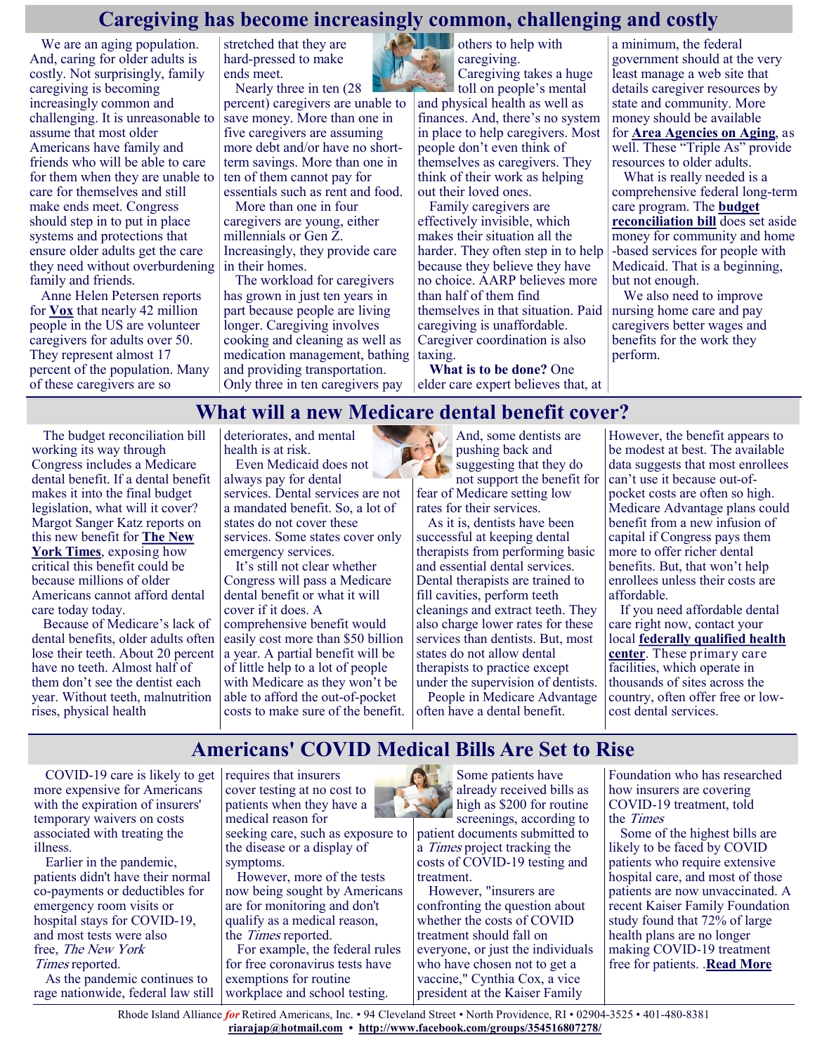## Caregiving has become increasingly common, challenging and costly

We are an aging population. And, caring for older adults is costly. Not surprisingly, family caregiving is becoming increasingly common and challenging. It is unreasonable to assume that most older Americans have family and friends who will be able to care for them when they are unable to care for themselves and still make ends meet. Congress should step in to put in place systems and protections that ensure older adults get the care they need without overburdening family and friends.

Anne Helen Petersen reports for **Vox** that nearly 42 million people in the US are volunteer caregivers for adults over 50. They represent almost 17 percent of the population. Many of these caregivers are so stretched that they are hard-pressed to make ends meet.

Nearly three in ten (28 percent) caregivers are unable to save money. More than one in five caregivers are assuming more debt and/or have no short-term savings. More than one in ten of them cannot pay for essentials such as rent and food.

More than one in four caregivers are young, either millennials or Gen Z. Increasingly, they provide care in their homes.

The workload for caregivers has grown in just ten years in part because people are living longer. Caregiving involves cooking and cleaning as well as medication management, bathing and providing transportation. Only three in ten caregivers pay others to help with caregiving.

Caregiving takes a huge toll on people's mental and physical health as well as finances. And, there's no system in place to help caregivers. Most people don't even think of themselves as caregivers. They think of their work as helping out their loved ones.

Family caregivers are effectively invisible, which makes their situation all the harder. They often step in to help because they believe they have no choice. AARP believes more than half of them find themselves in that situation. Paid caregiving is unaffordable. Caregiver coordination is also taxing.

**What is to be done?** One elder care expert believes that, at a minimum, the federal government should at the very least manage a web site that details caregiver resources by state and community. More money should be available for **Area Agencies on Aging**, as well. These "Triple As" provide resources to older adults.

What is really needed is a comprehensive federal long-term care program. The **budget reconciliation bill** does set aside money for community and home-based services for people with Medicaid. That is a beginning, but not enough.

We also need to improve nursing home care and pay caregivers better wages and benefits for the work they perform.

## What will a new Medicare dental benefit cover?

The budget reconciliation bill working its way through Congress includes a Medicare dental benefit. If a dental benefit makes it into the final budget legislation, what will it cover? Margot Sanger Katz reports on this new benefit for **The New York Times**, exposing how critical this benefit could be because millions of older Americans cannot afford dental care today today.

Because of Medicare's lack of dental benefits, older adults often lose their teeth. About 20 percent have no teeth. Almost half of them don't see the dentist each year. Without teeth, malnutrition rises, physical health deteriorates, and mental health is at risk.

Even Medicaid does not always pay for dental services. Dental services are not a mandated benefit. So, a lot of states do not cover these services. Some states cover only emergency services.

It's still not clear whether Congress will pass a Medicare dental benefit or what it will cover if it does. A comprehensive benefit would easily cost more than $50 billion a year. A partial benefit will be of little help to a lot of people with Medicare as they won't be able to afford the out-of-pocket costs to make sure of the benefit. And, some dentists are pushing back and suggesting that they do not support the benefit for fear of Medicare setting low rates for their services.

As it is, dentists have been successful at keeping dental therapists from performing basic and essential dental services. Dental therapists are trained to fill cavities, perform teeth cleanings and extract teeth. They also charge lower rates for these services than dentists. But, most states do not allow dental therapists to practice except under the supervision of dentists.

People in Medicare Advantage often have a dental benefit. However, the benefit appears to be modest at best. The available data suggests that most enrollees can't use it because out-of-pocket costs are often so high. Medicare Advantage plans could benefit from a new infusion of capital if Congress pays them more to offer richer dental benefits. But, that won't help enrollees unless their costs are affordable.

If you need affordable dental care right now, contact your local **federally qualified health center**. These primary care facilities, which operate in thousands of sites across the country, often offer free or low-cost dental services.

## Americans' COVID Medical Bills Are Set to Rise

COVID-19 care is likely to get more expensive for Americans with the expiration of insurers' temporary waivers on costs associated with treating the illness.

Earlier in the pandemic, patients didn't have their normal co-payments or deductibles for emergency room visits or hospital stays for COVID-19, and most tests were also free, *The New York Times* reported.

As the pandemic continues to rage nationwide, federal law still requires that insurers cover testing at no cost to patients when they have a medical reason for seeking care, such as exposure to the disease or a display of symptoms.

However, more of the tests now being sought by Americans are for monitoring and don't qualify as a medical reason, the *Times* reported.

For example, the federal rules for free coronavirus tests have exemptions for routine workplace and school testing. Some patients have already received bills as high as $200 for routine screenings, according to patient documents submitted to a *Times* project tracking the costs of COVID-19 testing and treatment.

However, "insurers are confronting the question about whether the costs of COVID treatment should fall on everyone, or just the individuals who have chosen not to get a vaccine," Cynthia Cox, a vice president at the Kaiser Family Foundation who has researched how insurers are covering COVID-19 treatment, told the *Times*

Some of the highest bills are likely to be faced by COVID patients who require extensive hospital care, and most of those patients are now unvaccinated. A recent Kaiser Family Foundation study found that 72% of large health plans are no longer making COVID-19 treatment free for patients. .**Read More**

Rhode Island Alliance *for* Retired Americans, Inc. • 94 Cleveland Street • North Providence, RI • 02904-3525 • 401-480-8381
**riarajap@hotmail.com** • **http://www.facebook.com/groups/354516807278/**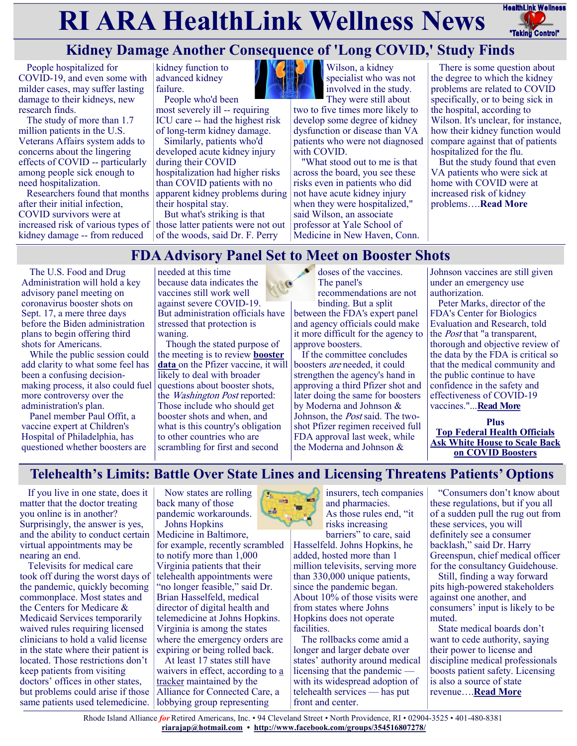# RI ARA HealthLink Wellness News

## Kidney Damage Another Consequence of 'Long COVID,' Study Finds

People hospitalized for COVID-19, and even some with milder cases, may suffer lasting damage to their kidneys, new research finds.

The study of more than 1.7 million patients in the U.S. Veterans Affairs system adds to concerns about the lingering effects of COVID -- particularly among people sick enough to need hospitalization.

Researchers found that months after their initial infection, COVID survivors were at increased risk of various types of kidney damage -- from reduced kidney function to advanced kidney failure.

People who'd been most severely ill -- requiring ICU care -- had the highest risk of long-term kidney damage.

Similarly, patients who'd developed acute kidney injury during their COVID hospitalization had higher risks than COVID patients with no apparent kidney problems during their hospital stay.

But what's striking is that those latter patients were not out of the woods, said Dr. F. Perry Wilson, a kidney specialist who was not involved in the study. They were still about two to five times more likely to develop some degree of kidney dysfunction or disease than VA patients who were not diagnosed with COVID.

"What stood out to me is that across the board, you see these risks even in patients who did not have acute kidney injury when they were hospitalized," said Wilson, an associate professor at Yale School of Medicine in New Haven, Conn.

There is some question about the degree to which the kidney problems are related to COVID specifically, or to being sick in the hospital, according to Wilson. It's unclear, for instance, how their kidney function would compare against that of patients hospitalized for the flu.

But the study found that even VA patients who were sick at home with COVID were at increased risk of kidney problems….**Read More**

## FDA Advisory Panel Set to Meet on Booster Shots

The U.S. Food and Drug Administration will hold a key advisory panel meeting on coronavirus booster shots on Sept. 17, a mere three days before the Biden administration plans to begin offering third shots for Americans.

While the public session could add clarity to what some feel has been a confusing decision-making process, it also could fuel more controversy over the administration's plan.

Panel member Paul Offit, a vaccine expert at Children's Hospital of Philadelphia, has questioned whether boosters are needed at this time because data indicates the vaccines still work well against severe COVID-19. But administration officials have stressed that protection is waning.

Though the stated purpose of the meeting is to review **booster data** on the Pfizer vaccine, it will likely to deal with broader questions about booster shots, the *Washington Post* reported: Those include who should get booster shots and when, and what is this country's obligation to other countries who are scrambling for first and second doses of the vaccines.

The panel's recommendations are not binding. But a split between the FDA's expert panel and agency officials could make it more difficult for the agency to approve boosters.

If the committee concludes boosters *are* needed, it could strengthen the agency's hand in approving a third Pfizer shot and later doing the same for boosters by Moderna and Johnson & Johnson, the *Post* said. The two-shot Pfizer regimen received full FDA approval last week, while the Moderna and Johnson & Johnson vaccines are still given under an emergency use authorization.

Peter Marks, director of the FDA's Center for Biologics Evaluation and Research, told the *Post* that "a transparent, thorough and objective review of the data by the FDA is critical so that the medical community and the public continue to have confidence in the safety and effectiveness of COVID-19 vaccines."...**Read More**

**Plus**

**Top Federal Health Officials Ask White House to Scale Back on COVID Boosters**

## Telehealth's Limits: Battle Over State Lines and Licensing Threatens Patients' Options

If you live in one state, does it matter that the doctor treating you online is in another? Surprisingly, the answer is yes, and the ability to conduct certain virtual appointments may be nearing an end.

Televisits for medical care took off during the worst days of the pandemic, quickly becoming commonplace. Most states and the Centers for Medicare & Medicaid Services temporarily waived rules requiring licensed clinicians to hold a valid license in the state where their patient is located. Those restrictions don't keep patients from visiting doctors' offices in other states, but problems could arise if those same patients used telemedicine.

Now states are rolling back many of those pandemic workarounds.

Johns Hopkins Medicine in Baltimore, for example, recently scrambled to notify more than 1,000 Virginia patients that their telehealth appointments were "no longer feasible," said Dr. Brian Hasselfeld, medical director of digital health and telemedicine at Johns Hopkins. Virginia is among the states where the emergency orders are expiring or being rolled back.

At least 17 states still have waivers in effect, according to a tracker maintained by the Alliance for Connected Care, a lobbying group representing insurers, tech companies and pharmacies.

As those rules end, "it risks increasing barriers" to care, said Hasselfeld. Johns Hopkins, he added, hosted more than 1 million televisits, serving more than 330,000 unique patients, since the pandemic began. About 10% of those visits were from states where Johns Hopkins does not operate facilities.

The rollbacks come amid a longer and larger debate over states' authority around medical licensing that the pandemic — with its widespread adoption of telehealth services — has put front and center.

"Consumers don't know about these regulations, but if you all of a sudden pull the rug out from these services, you will definitely see a consumer backlash," said Dr. Harry Greenspun, chief medical officer for the consultancy Guidehouse.

Still, finding a way forward pits high-powered stakeholders against one another, and consumers' input is likely to be muted.

State medical boards don't want to cede authority, saying their power to license and discipline medical professionals boosts patient safety. Licensing is also a source of state revenue….**Read More**

Rhode Island Alliance *for* Retired Americans, Inc. • 94 Cleveland Street • North Providence, RI • 02904-3525 • 401-480-8381
riarajap@hotmail.com • http://www.facebook.com/groups/354516807278/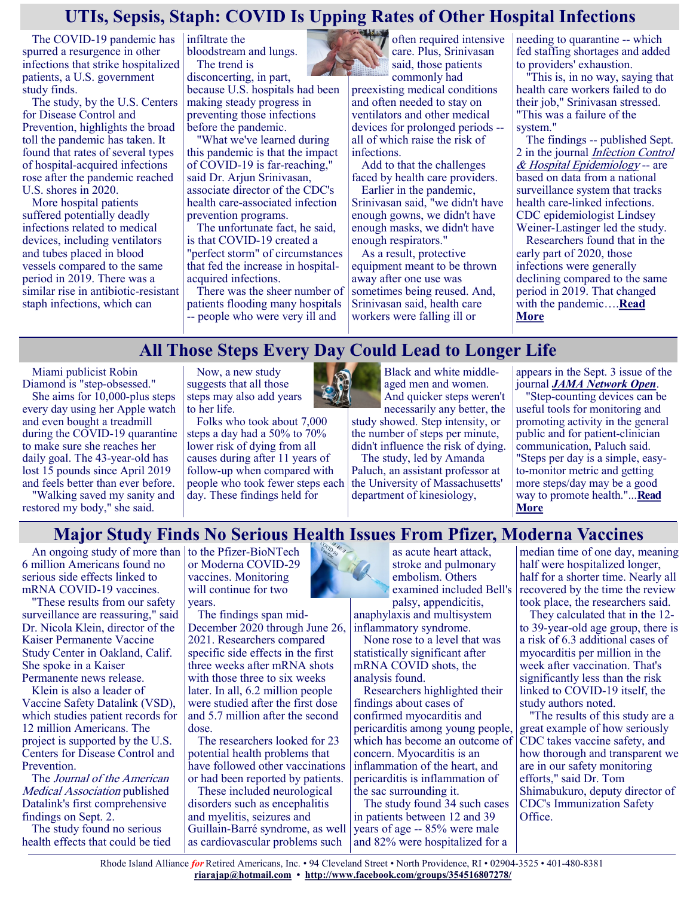# UTIs, Sepsis, Staph: COVID Is Upping Rates of Other Hospital Infections

The COVID-19 pandemic has spurred a resurgence in other infections that strike hospitalized patients, a U.S. government study finds.

The study, by the U.S. Centers for Disease Control and Prevention, highlights the broad toll the pandemic has taken. It found that rates of several types of hospital-acquired infections rose after the pandemic reached U.S. shores in 2020.

More hospital patients suffered potentially deadly infections related to medical devices, including ventilators and tubes placed in blood vessels compared to the same period in 2019. There was a similar rise in antibiotic-resistant staph infections, which can infiltrate the bloodstream and lungs.

The trend is disconcerting, in part, because U.S. hospitals had been making steady progress in preventing those infections before the pandemic.

"What we've learned during this pandemic is that the impact of COVID-19 is far-reaching," said Dr. Arjun Srinivasan, associate director of the CDC's health care-associated infection prevention programs.

The unfortunate fact, he said, is that COVID-19 created a "perfect storm" of circumstances that fed the increase in hospital-acquired infections.

There was the sheer number of patients flooding many hospitals -- people who were very ill and often required intensive care. Plus, Srinivasan said, those patients commonly had preexisting medical conditions and often needed to stay on ventilators and other medical devices for prolonged periods -- all of which raise the risk of infections.

Add to that the challenges faced by health care providers.

Earlier in the pandemic, Srinivasan said, "we didn't have enough gowns, we didn't have enough masks, we didn't have enough respirators."

As a result, protective equipment meant to be thrown away after one use was sometimes being reused. And, Srinivasan said, health care workers were falling ill or needing to quarantine -- which fed staffing shortages and added to providers' exhaustion.

"This is, in no way, saying that health care workers failed to do their job," Srinivasan stressed. "This was a failure of the system."

The findings -- published Sept. 2 in the journal *Infection Control & Hospital Epidemiology* -- are based on data from a national surveillance system that tracks health care-linked infections. CDC epidemiologist Lindsey Weiner-Lastinger led the study.

Researchers found that in the early part of 2020, those infections were generally declining compared to the same period in 2019. That changed with the pandemic….**Read More**

# All Those Steps Every Day Could Lead to Longer Life

Miami publicist Robin Diamond is "step-obsessed."

She aims for 10,000-plus steps every day using her Apple watch and even bought a treadmill during the COVID-19 quarantine to make sure she reaches her daily goal. The 43-year-old has lost 15 pounds since April 2019 and feels better than ever before.

"Walking saved my sanity and restored my body," she said.

Now, a new study suggests that all those steps may also add years to her life.

Folks who took about 7,000 steps a day had a 50% to 70% lower risk of dying from all causes during after 11 years of follow-up when compared with people who took fewer steps each day. These findings held for Black and white middle-aged men and women. And quicker steps weren't necessarily any better, the study showed. Step intensity, or the number of steps per minute, didn't influence the risk of dying.

The study, led by Amanda Paluch, an assistant professor at the University of Massachusetts' department of kinesiology, appears in the Sept. 3 issue of the journal ***JAMA Network Open***.

"Step-counting devices can be useful tools for monitoring and promoting activity in the general public and for patient-clinician communication, Paluch said. "Steps per day is a simple, easy-to-monitor metric and getting more steps/day may be a good way to promote health."...**Read More**

# Major Study Finds No Serious Health Issues From Pfizer, Moderna Vaccines

An ongoing study of more than 6 million Americans found no serious side effects linked to mRNA COVID-19 vaccines.

"These results from our safety surveillance are reassuring," said Dr. Nicola Klein, director of the Kaiser Permanente Vaccine Study Center in Oakland, Calif. She spoke in a Kaiser Permanente news release.

Klein is also a leader of Vaccine Safety Datalink (VSD), which studies patient records for 12 million Americans. The project is supported by the U.S. Centers for Disease Control and Prevention.

The *Journal of the American Medical Association* published Datalink's first comprehensive findings on Sept. 2.

The study found no serious health effects that could be tied to the Pfizer-BioNTech or Moderna COVID-29 vaccines. Monitoring will continue for two years.

The findings span mid-December 2020 through June 26, 2021. Researchers compared specific side effects in the first three weeks after mRNA shots with those three to six weeks later. In all, 6.2 million people were studied after the first dose and 5.7 million after the second dose.

The researchers looked for 23 potential health problems that have followed other vaccinations or had been reported by patients.

These included neurological disorders such as encephalitis and myelitis, seizures and Guillain-Barré syndrome, as well as cardiovascular problems such as acute heart attack, stroke and pulmonary embolism. Others examined included Bell's palsy, appendicitis, anaphylaxis and multisystem inflammatory syndrome.

None rose to a level that was statistically significant after mRNA COVID shots, the analysis found.

Researchers highlighted their findings about cases of confirmed myocarditis and pericarditis among young people, which has become an outcome of concern. Myocarditis is an inflammation of the heart, and pericarditis is inflammation of the sac surrounding it.

The study found 34 such cases in patients between 12 and 39 years of age -- 85% were male and 82% were hospitalized for a median time of one day, meaning half were hospitalized longer, half for a shorter time. Nearly all recovered by the time the review took place, the researchers said.

They calculated that in the 12- to 39-year-old age group, there is a risk of 6.3 additional cases of myocarditis per million in the week after vaccination. That's significantly less than the risk linked to COVID-19 itself, the study authors noted.

"The results of this study are a great example of how seriously CDC takes vaccine safety, and how thorough and transparent we are in our safety monitoring efforts," said Dr. Tom Shimabukuro, deputy director of CDC's Immunization Safety Office.

Rhode Island Alliance *for* Retired Americans, Inc. • 94 Cleveland Street • North Providence, RI • 02904-3525 • 401-480-8381
riarajap@hotmail.com • http://www.facebook.com/groups/354516807278/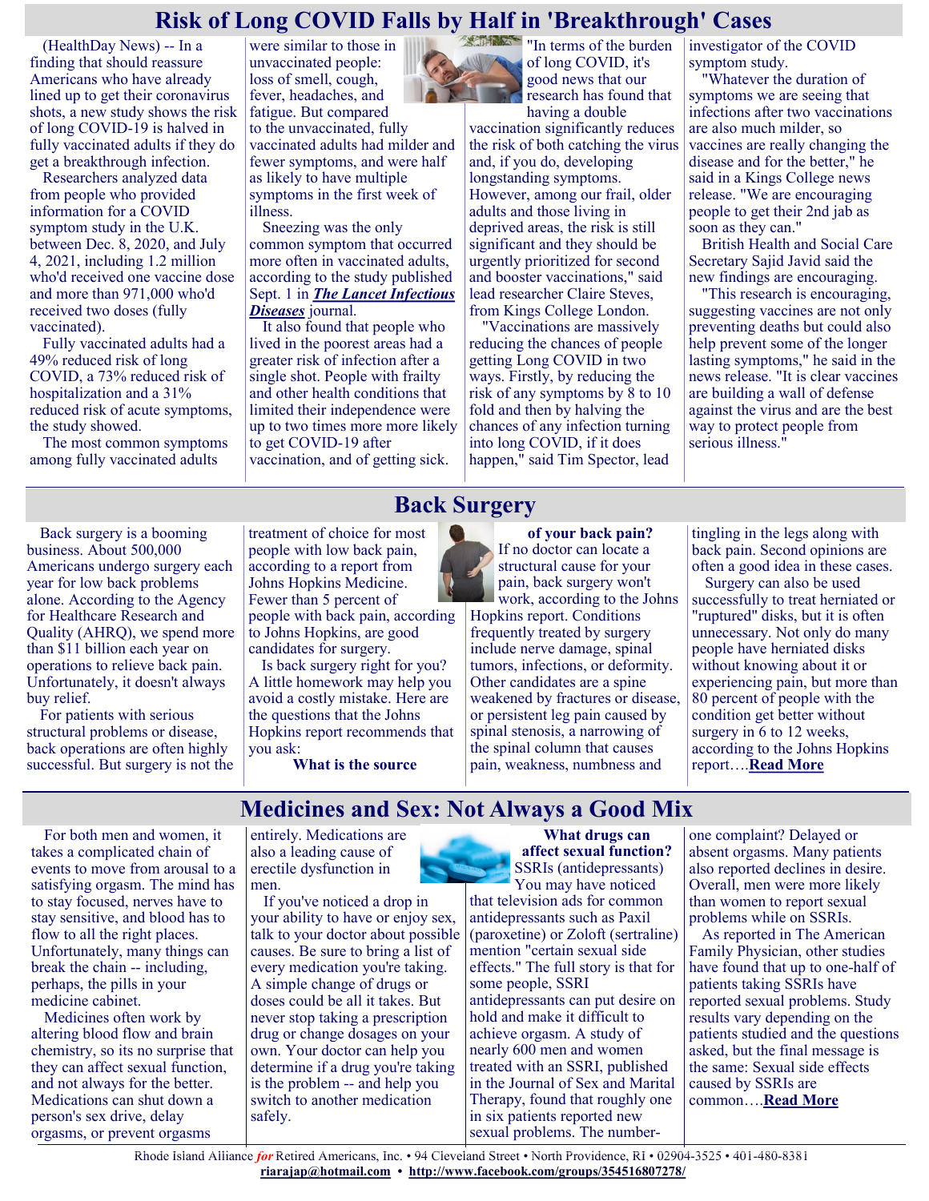# Risk of Long COVID Falls by Half in 'Breakthrough' Cases

(HealthDay News) -- In a finding that should reassure Americans who have already lined up to get their coronavirus shots, a new study shows the risk of long COVID-19 is halved in fully vaccinated adults if they do get a breakthrough infection.

Researchers analyzed data from people who provided information for a COVID symptom study in the U.K. between Dec. 8, 2020, and July 4, 2021, including 1.2 million who'd received one vaccine dose and more than 971,000 who'd received two doses (fully vaccinated).

Fully vaccinated adults had a 49% reduced risk of long COVID, a 73% reduced risk of hospitalization and a 31% reduced risk of acute symptoms, the study showed.

The most common symptoms among fully vaccinated adults were similar to those in unvaccinated people: loss of smell, cough, fever, headaches, and fatigue. But compared to the unvaccinated, fully vaccinated adults had milder and fewer symptoms, and were half as likely to have multiple symptoms in the first week of illness.

Sneezing was the only common symptom that occurred more often in vaccinated adults, according to the study published Sept. 1 in ***The Lancet Infectious Diseases*** journal.

It also found that people who lived in the poorest areas had a greater risk of infection after a single shot. People with frailty and other health conditions that limited their independence were up to two times more more likely to get COVID-19 after vaccination, and of getting sick.

"In terms of the burden of long COVID, it's good news that our research has found that having a double vaccination significantly reduces the risk of both catching the virus and, if you do, developing longstanding symptoms. However, among our frail, older adults and those living in deprived areas, the risk is still significant and they should be urgently prioritized for second and booster vaccinations," said lead researcher Claire Steves, from Kings College London.

"Vaccinations are massively reducing the chances of people getting Long COVID in two ways. Firstly, by reducing the risk of any symptoms by 8 to 10 fold and then by halving the chances of any infection turning into long COVID, if it does happen," said Tim Spector, lead investigator of the COVID symptom study.

"Whatever the duration of symptoms we are seeing that infections after two vaccinations are also much milder, so vaccines are really changing the disease and for the better," he said in a Kings College news release. "We are encouraging people to get their 2nd jab as soon as they can."

British Health and Social Care Secretary Sajid Javid said the new findings are encouraging.

"This research is encouraging, suggesting vaccines are not only preventing deaths but could also help prevent some of the longer lasting symptoms," he said in the news release. "It is clear vaccines are building a wall of defense against the virus and are the best way to protect people from serious illness."

# Back Surgery

Back surgery is a booming business. About 500,000 Americans undergo surgery each year for low back problems alone. According to the Agency for Healthcare Research and Quality (AHRQ), we spend more than $11 billion each year on operations to relieve back pain. Unfortunately, it doesn't always buy relief.

For patients with serious structural problems or disease, back operations are often highly successful. But surgery is not the treatment of choice for most people with low back pain, according to a report from Johns Hopkins Medicine. Fewer than 5 percent of people with back pain, according to Johns Hopkins, are good candidates for surgery.

Is back surgery right for you? A little homework may help you avoid a costly mistake. Here are the questions that the Johns Hopkins report recommends that you ask:

**What is the source of your back pain?** If no doctor can locate a structural cause for your pain, back surgery won't work, according to the Johns Hopkins report. Conditions frequently treated by surgery include nerve damage, spinal tumors, infections, or deformity. Other candidates are a spine weakened by fractures or disease, or persistent leg pain caused by spinal stenosis, a narrowing of the spinal column that causes pain, weakness, numbness and tingling in the legs along with back pain. Second opinions are often a good idea in these cases.

Surgery can also be used successfully to treat herniated or "ruptured" disks, but it is often unnecessary. Not only do many people have herniated disks without knowing about it or experiencing pain, but more than 80 percent of people with the condition get better without surgery in 6 to 12 weeks, according to the Johns Hopkins report….**Read More**

# Medicines and Sex: Not Always a Good Mix

For both men and women, it takes a complicated chain of events to move from arousal to a satisfying orgasm. The mind has to stay focused, nerves have to stay sensitive, and blood has to flow to all the right places. Unfortunately, many things can break the chain -- including, perhaps, the pills in your medicine cabinet.

Medicines often work by altering blood flow and brain chemistry, so its no surprise that they can affect sexual function, and not always for the better. Medications can shut down a person's sex drive, delay orgasms, or prevent orgasms entirely. Medications are also a leading cause of erectile dysfunction in men.

If you've noticed a drop in your ability to have or enjoy sex, talk to your doctor about possible causes. Be sure to bring a list of every medication you're taking. A simple change of drugs or doses could be all it takes. But never stop taking a prescription drug or change dosages on your own. Your doctor can help you determine if a drug you're taking is the problem -- and help you switch to another medication safely.

**What drugs can affect sexual function?**

SSRIs (antidepressants)

You may have noticed that television ads for common antidepressants such as Paxil (paroxetine) or Zoloft (sertraline) mention "certain sexual side effects." The full story is that for some people, SSRI antidepressants can put desire on hold and make it difficult to achieve orgasm. A study of nearly 600 men and women treated with an SSRI, published in the Journal of Sex and Marital Therapy, found that roughly one in six patients reported new sexual problems. The number-one complaint? Delayed or absent orgasms. Many patients also reported declines in desire. Overall, men were more likely than women to report sexual problems while on SSRIs.

As reported in The American Family Physician, other studies have found that up to one-half of patients taking SSRIs have reported sexual problems. Study results vary depending on the patients studied and the questions asked, but the final message is the same: Sexual side effects caused by SSRIs are common….**Read More**

Rhode Island Alliance *for* Retired Americans, Inc. • 94 Cleveland Street • North Providence, RI • 02904-3525 • 401-480-8381
**riarajap@hotmail.com** • **http://www.facebook.com/groups/354516807278/**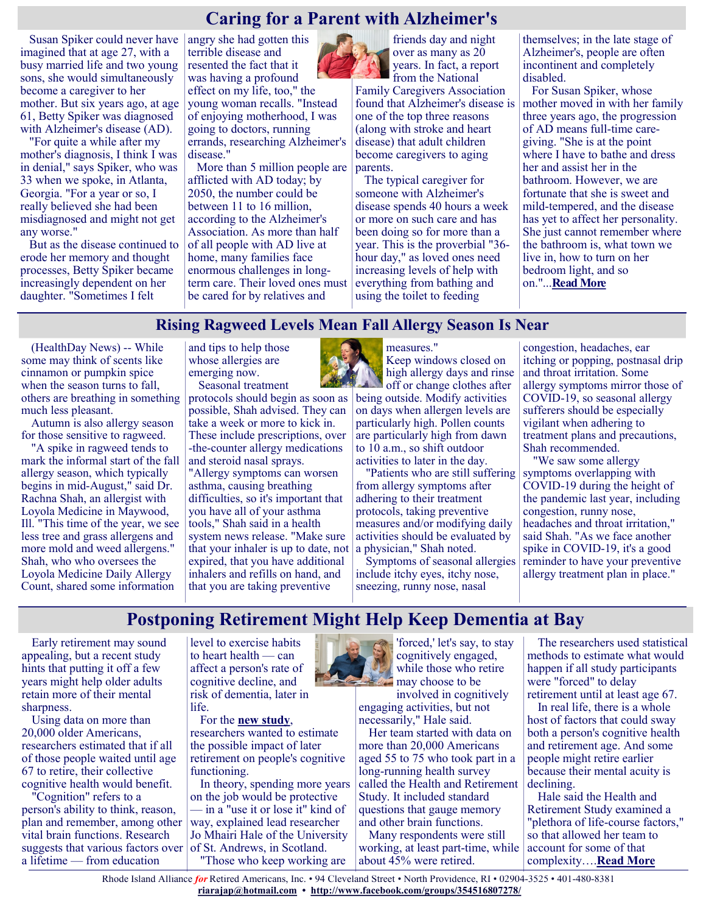## Caring for a Parent with Alzheimer's

Susan Spiker could never have imagined that at age 27, with a busy married life and two young sons, she would simultaneously become a caregiver to her mother. But six years ago, at age 61, Betty Spiker was diagnosed with Alzheimer's disease (AD).

"For quite a while after my mother's diagnosis, I think I was in denial," says Spiker, who was 33 when we spoke, in Atlanta, Georgia. "For a year or so, I really believed she had been misdiagnosed and might not get any worse."

But as the disease continued to erode her memory and thought processes, Betty Spiker became increasingly dependent on her daughter. "Sometimes I felt angry she had gotten this terrible disease and resented the fact that it was having a profound effect on my life, too," the young woman recalls. "Instead of enjoying motherhood, I was going to doctors, running errands, researching Alzheimer's disease."

More than 5 million people are afflicted with AD today; by 2050, the number could be between 11 to 16 million, according to the Alzheimer's Association. As more than half of all people with AD live at home, many families face enormous challenges in long-term care. Their loved ones must be cared for by relatives and friends day and night over as many as 20 years. In fact, a report from the National Family Caregivers Association found that Alzheimer's disease is one of the top three reasons (along with stroke and heart disease) that adult children become caregivers to aging parents.

The typical caregiver for someone with Alzheimer's disease spends 40 hours a week or more on such care and has been doing so for more than a year. This is the proverbial "36-hour day," as loved ones need increasing levels of help with everything from bathing and using the toilet to feeding themselves; in the late stage of Alzheimer's, people are often incontinent and completely disabled.

For Susan Spiker, whose mother moved in with her family three years ago, the progression of AD means full-time caregiving. "She is at the point where I have to bathe and dress her and assist her in the bathroom. However, we are fortunate that she is sweet and mild-tempered, and the disease has yet to affect her personality. She just cannot remember where the bathroom is, what town we live in, how to turn on her bedroom light, and so on."...**Read More**

## Rising Ragweed Levels Mean Fall Allergy Season Is Near

(HealthDay News) -- While some may think of scents like cinnamon or pumpkin spice when the season turns to fall, others are breathing in something much less pleasant.

Autumn is also allergy season for those sensitive to ragweed.

"A spike in ragweed tends to mark the informal start of the fall allergy season, which typically begins in mid-August," said Dr. Rachna Shah, an allergist with Loyola Medicine in Maywood, Ill. "This time of the year, we see less tree and grass allergens and more mold and weed allergens." Shah, who who oversees the Loyola Medicine Daily Allergy Count, shared some information and tips to help those whose allergies are emerging now.

Seasonal treatment protocols should begin as soon as possible, Shah advised. They can take a week or more to kick in. These include prescriptions, over-the-counter allergy medications and steroid nasal sprays. "Allergy symptoms can worsen asthma, causing breathing difficulties, so it's important that you have all of your asthma tools," Shah said in a health system news release. "Make sure that your inhaler is up to date, not expired, that you have additional inhalers and refills on hand, and that you are taking preventive measures."

Keep windows closed on high allergy days and rinse off or change clothes after being outside. Modify activities on days when allergen levels are particularly high. Pollen counts are particularly high from dawn to 10 a.m., so shift outdoor activities to later in the day.

"Patients who are still suffering from allergy symptoms after adhering to their treatment protocols, taking preventive measures and/or modifying daily activities should be evaluated by a physician," Shah noted.

Symptoms of seasonal allergies include itchy eyes, itchy nose, sneezing, runny nose, nasal congestion, headaches, ear itching or popping, postnasal drip and throat irritation. Some allergy symptoms mirror those of COVID-19, so seasonal allergy sufferers should be especially vigilant when adhering to treatment plans and precautions, Shah recommended.

"We saw some allergy symptoms overlapping with COVID-19 during the height of the pandemic last year, including congestion, runny nose, headaches and throat irritation," said Shah. "As we face another spike in COVID-19, it's a good reminder to have your preventive allergy treatment plan in place."

## Postponing Retirement Might Help Keep Dementia at Bay

Early retirement may sound appealing, but a recent study hints that putting it off a few years might help older adults retain more of their mental sharpness.

Using data on more than 20,000 older Americans, researchers estimated that if all of those people waited until age 67 to retire, their collective cognitive health would benefit.

"Cognition" refers to a person's ability to think, reason, plan and remember, among other vital brain functions. Research suggests that various factors over a lifetime — from education level to exercise habits to heart health — can affect a person's rate of cognitive decline, and risk of dementia, later in life.

For the **new study**, researchers wanted to estimate the possible impact of later retirement on people's cognitive functioning.

In theory, spending more years on the job would be protective — in a "use it or lose it" kind of way, explained lead researcher Jo Mhairi Hale of the University of St. Andrews, in Scotland.

"Those who keep working are 'forced,' let's say, to stay cognitively engaged, while those who retire may choose to be involved in cognitively engaging activities, but not necessarily," Hale said.

Her team started with data on more than 20,000 Americans aged 55 to 75 who took part in a long-running health survey called the Health and Retirement Study. It included standard questions that gauge memory and other brain functions.

Many respondents were still working, at least part-time, while about 45% were retired.

The researchers used statistical methods to estimate what would happen if all study participants were "forced" to delay retirement until at least age 67.

In real life, there is a whole host of factors that could sway both a person's cognitive health and retirement age. And some people might retire earlier because their mental acuity is declining.

Hale said the Health and Retirement Study examined a "plethora of life-course factors," so that allowed her team to account for some of that complexity….**Read More**

Rhode Island Alliance *for* Retired Americans, Inc. • 94 Cleveland Street • North Providence, RI • 02904-3525 • 401-480-8381
**riarajap@hotmail.com** • **http://www.facebook.com/groups/354516807278/**